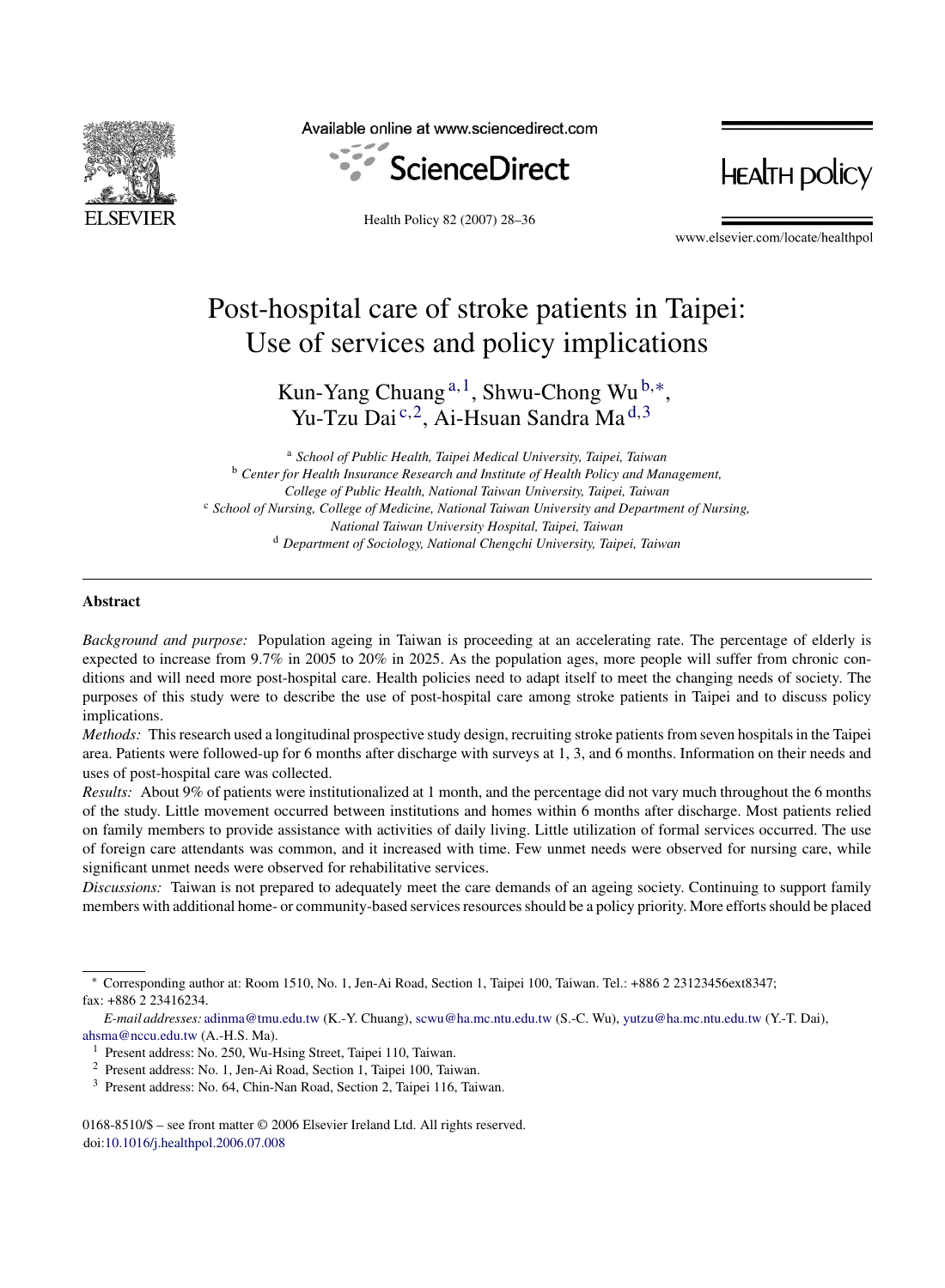# Post-hospital care of stroke patients in Taipei: Use of services and policy implications

Kun-Yang Chuang[a,1], Shwu-Chong Wu[b,*], Yu-Tzu Dai[c,2], Ai-Hsuan Sandra Ma[d,3]

[a] *School of Public Health, Taipei Medical University, Taipei, Taiwan*
[b] *Center for Health Insurance Research and Institute of Health Policy and Management, College of Public Health, National Taiwan University, Taipei, Taiwan*
[c] *School of Nursing, College of Medicine, National Taiwan University and Department of Nursing, National Taiwan University Hospital, Taipei, Taiwan*
[d] *Department of Sociology, National Chengchi University, Taipei, Taiwan*

---

## Abstract

*Background and purpose:* Population ageing in Taiwan is proceeding at an accelerating rate. The percentage of elderly is expected to increase from 9.7% in 2005 to 20% in 2025. As the population ages, more people will suffer from chronic conditions and will need more post-hospital care. Health policies need to adapt itself to meet the changing needs of society. The purposes of this study were to describe the use of post-hospital care among stroke patients in Taipei and to discuss policy implications.

*Methods:* This research used a longitudinal prospective study design, recruiting stroke patients from seven hospitals in the Taipei area. Patients were followed-up for 6 months after discharge with surveys at 1, 3, and 6 months. Information on their needs and uses of post-hospital care was collected.

*Results:* About 9% of patients were institutionalized at 1 month, and the percentage did not vary much throughout the 6 months of the study. Little movement occurred between institutions and homes within 6 months after discharge. Most patients relied on family members to provide assistance with activities of daily living. Little utilization of formal services occurred. The use of foreign care attendants was common, and it increased with time. Few unmet needs were observed for nursing care, while significant unmet needs were observed for rehabilitative services.

*Discussions:* Taiwan is not prepared to adequately meet the care demands of an ageing society. Continuing to support family members with additional home- or community-based services resources should be a policy priority. More efforts should be placed

---

[*] Corresponding author at: Room 1510, No. 1, Jen-Ai Road, Section 1, Taipei 100, Taiwan. Tel.: +886 2 23123456ext8347; fax: +886 2 23416234.

*E-mail addresses:* adinma@tmu.edu.tw (K.-Y. Chuang), scwu@ha.mc.ntu.edu.tw (S.-C. Wu), yutzu@ha.mc.ntu.edu.tw (Y.-T. Dai), ahsma@nccu.edu.tw (A.-H.S. Ma).

[1] Present address: No. 250, Wu-Hsing Street, Taipei 110, Taiwan.

[2] Present address: No. 1, Jen-Ai Road, Section 1, Taipei 100, Taiwan.

[3] Present address: No. 64, Chin-Nan Road, Section 2, Taipei 116, Taiwan.

0168-8510/$ – see front matter © 2006 Elsevier Ireland Ltd. All rights reserved.
doi:10.1016/j.healthpol.2006.07.008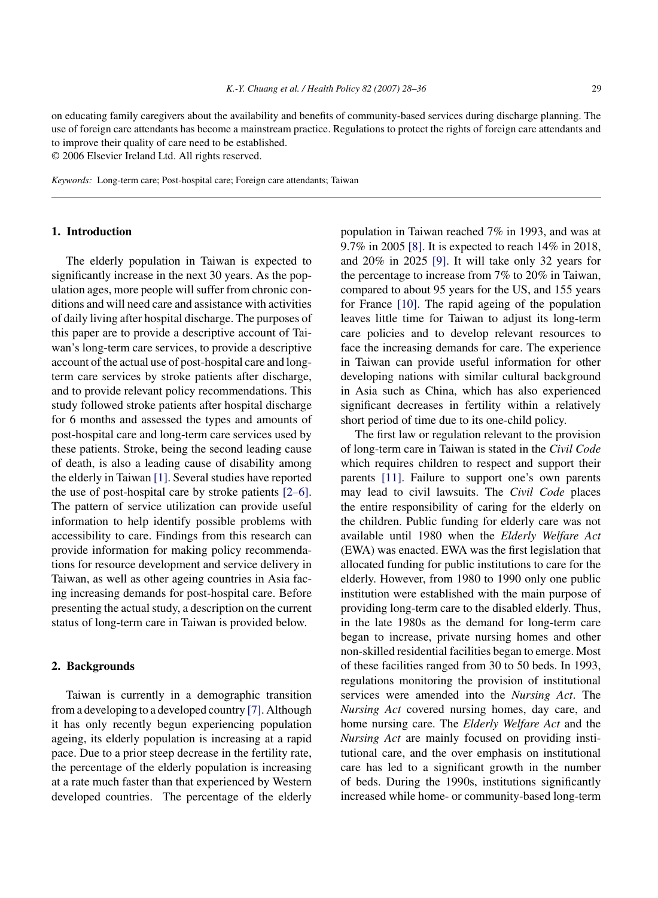on educating family caregivers about the availability and benefits of community-based services during discharge planning. The use of foreign care attendants has become a mainstream practice. Regulations to protect the rights of foreign care attendants and to improve their quality of care need to be established.
© 2006 Elsevier Ireland Ltd. All rights reserved.

*Keywords:* Long-term care; Post-hospital care; Foreign care attendants; Taiwan

## 1. Introduction

The elderly population in Taiwan is expected to significantly increase in the next 30 years. As the population ages, more people will suffer from chronic conditions and will need care and assistance with activities of daily living after hospital discharge. The purposes of this paper are to provide a descriptive account of Taiwan's long-term care services, to provide a descriptive account of the actual use of post-hospital care and long-term care services by stroke patients after discharge, and to provide relevant policy recommendations. This study followed stroke patients after hospital discharge for 6 months and assessed the types and amounts of post-hospital care and long-term care services used by these patients. Stroke, being the second leading cause of death, is also a leading cause of disability among the elderly in Taiwan [1]. Several studies have reported the use of post-hospital care by stroke patients [2–6]. The pattern of service utilization can provide useful information to help identify possible problems with accessibility to care. Findings from this research can provide information for making policy recommendations for resource development and service delivery in Taiwan, as well as other ageing countries in Asia facing increasing demands for post-hospital care. Before presenting the actual study, a description on the current status of long-term care in Taiwan is provided below.

## 2. Backgrounds

Taiwan is currently in a demographic transition from a developing to a developed country [7]. Although it has only recently begun experiencing population ageing, its elderly population is increasing at a rapid pace. Due to a prior steep decrease in the fertility rate, the percentage of the elderly population is increasing at a rate much faster than that experienced by Western developed countries. The percentage of the elderly population in Taiwan reached 7% in 1993, and was at 9.7% in 2005 [8]. It is expected to reach 14% in 2018, and 20% in 2025 [9]. It will take only 32 years for the percentage to increase from 7% to 20% in Taiwan, compared to about 95 years for the US, and 155 years for France [10]. The rapid ageing of the population leaves little time for Taiwan to adjust its long-term care policies and to develop relevant resources to face the increasing demands for care. The experience in Taiwan can provide useful information for other developing nations with similar cultural background in Asia such as China, which has also experienced significant decreases in fertility within a relatively short period of time due to its one-child policy.

The first law or regulation relevant to the provision of long-term care in Taiwan is stated in the *Civil Code* which requires children to respect and support their parents [11]. Failure to support one's own parents may lead to civil lawsuits. The *Civil Code* places the entire responsibility of caring for the elderly on the children. Public funding for elderly care was not available until 1980 when the *Elderly Welfare Act* (EWA) was enacted. EWA was the first legislation that allocated funding for public institutions to care for the elderly. However, from 1980 to 1990 only one public institution were established with the main purpose of providing long-term care to the disabled elderly. Thus, in the late 1980s as the demand for long-term care began to increase, private nursing homes and other non-skilled residential facilities began to emerge. Most of these facilities ranged from 30 to 50 beds. In 1993, regulations monitoring the provision of institutional services were amended into the *Nursing Act*. The *Nursing Act* covered nursing homes, day care, and home nursing care. The *Elderly Welfare Act* and the *Nursing Act* are mainly focused on providing institutional care, and the over emphasis on institutional care has led to a significant growth in the number of beds. During the 1990s, institutions significantly increased while home- or community-based long-term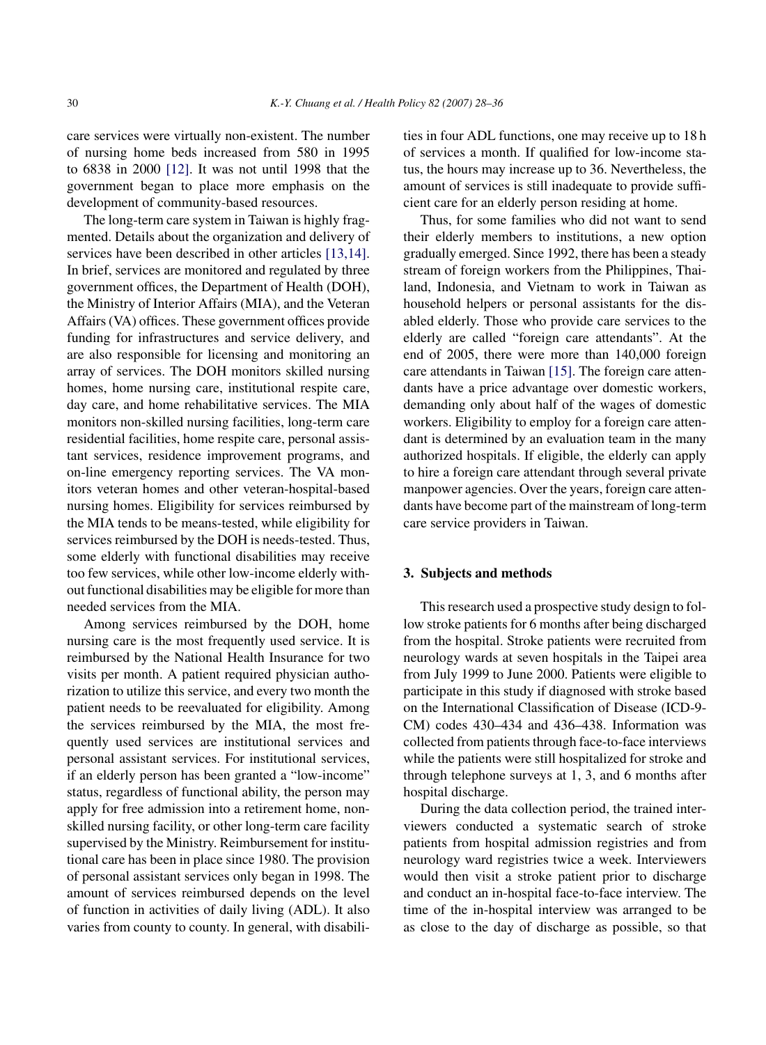care services were virtually non-existent. The number of nursing home beds increased from 580 in 1995 to 6838 in 2000 [12]. It was not until 1998 that the government began to place more emphasis on the development of community-based resources.

The long-term care system in Taiwan is highly fragmented. Details about the organization and delivery of services have been described in other articles [13,14]. In brief, services are monitored and regulated by three government offices, the Department of Health (DOH), the Ministry of Interior Affairs (MIA), and the Veteran Affairs (VA) offices. These government offices provide funding for infrastructures and service delivery, and are also responsible for licensing and monitoring an array of services. The DOH monitors skilled nursing homes, home nursing care, institutional respite care, day care, and home rehabilitative services. The MIA monitors non-skilled nursing facilities, long-term care residential facilities, home respite care, personal assistant services, residence improvement programs, and on-line emergency reporting services. The VA monitors veteran homes and other veteran-hospital-based nursing homes. Eligibility for services reimbursed by the MIA tends to be means-tested, while eligibility for services reimbursed by the DOH is needs-tested. Thus, some elderly with functional disabilities may receive too few services, while other low-income elderly without functional disabilities may be eligible for more than needed services from the MIA.

Among services reimbursed by the DOH, home nursing care is the most frequently used service. It is reimbursed by the National Health Insurance for two visits per month. A patient required physician authorization to utilize this service, and every two month the patient needs to be reevaluated for eligibility. Among the services reimbursed by the MIA, the most frequently used services are institutional services and personal assistant services. For institutional services, if an elderly person has been granted a "low-income" status, regardless of functional ability, the person may apply for free admission into a retirement home, non-skilled nursing facility, or other long-term care facility supervised by the Ministry. Reimbursement for institutional care has been in place since 1980. The provision of personal assistant services only began in 1998. The amount of services reimbursed depends on the level of function in activities of daily living (ADL). It also varies from county to county. In general, with disabilities in four ADL functions, one may receive up to 18 h of services a month. If qualified for low-income status, the hours may increase up to 36. Nevertheless, the amount of services is still inadequate to provide sufficient care for an elderly person residing at home.

Thus, for some families who did not want to send their elderly members to institutions, a new option gradually emerged. Since 1992, there has been a steady stream of foreign workers from the Philippines, Thailand, Indonesia, and Vietnam to work in Taiwan as household helpers or personal assistants for the disabled elderly. Those who provide care services to the elderly are called "foreign care attendants". At the end of 2005, there were more than 140,000 foreign care attendants in Taiwan [15]. The foreign care attendants have a price advantage over domestic workers, demanding only about half of the wages of domestic workers. Eligibility to employ for a foreign care attendant is determined by an evaluation team in the many authorized hospitals. If eligible, the elderly can apply to hire a foreign care attendant through several private manpower agencies. Over the years, foreign care attendants have become part of the mainstream of long-term care service providers in Taiwan.

## 3. Subjects and methods

This research used a prospective study design to follow stroke patients for 6 months after being discharged from the hospital. Stroke patients were recruited from neurology wards at seven hospitals in the Taipei area from July 1999 to June 2000. Patients were eligible to participate in this study if diagnosed with stroke based on the International Classification of Disease (ICD-9-CM) codes 430–434 and 436–438. Information was collected from patients through face-to-face interviews while the patients were still hospitalized for stroke and through telephone surveys at 1, 3, and 6 months after hospital discharge.

During the data collection period, the trained interviewers conducted a systematic search of stroke patients from hospital admission registries and from neurology ward registries twice a week. Interviewers would then visit a stroke patient prior to discharge and conduct an in-hospital face-to-face interview. The time of the in-hospital interview was arranged to be as close to the day of discharge as possible, so that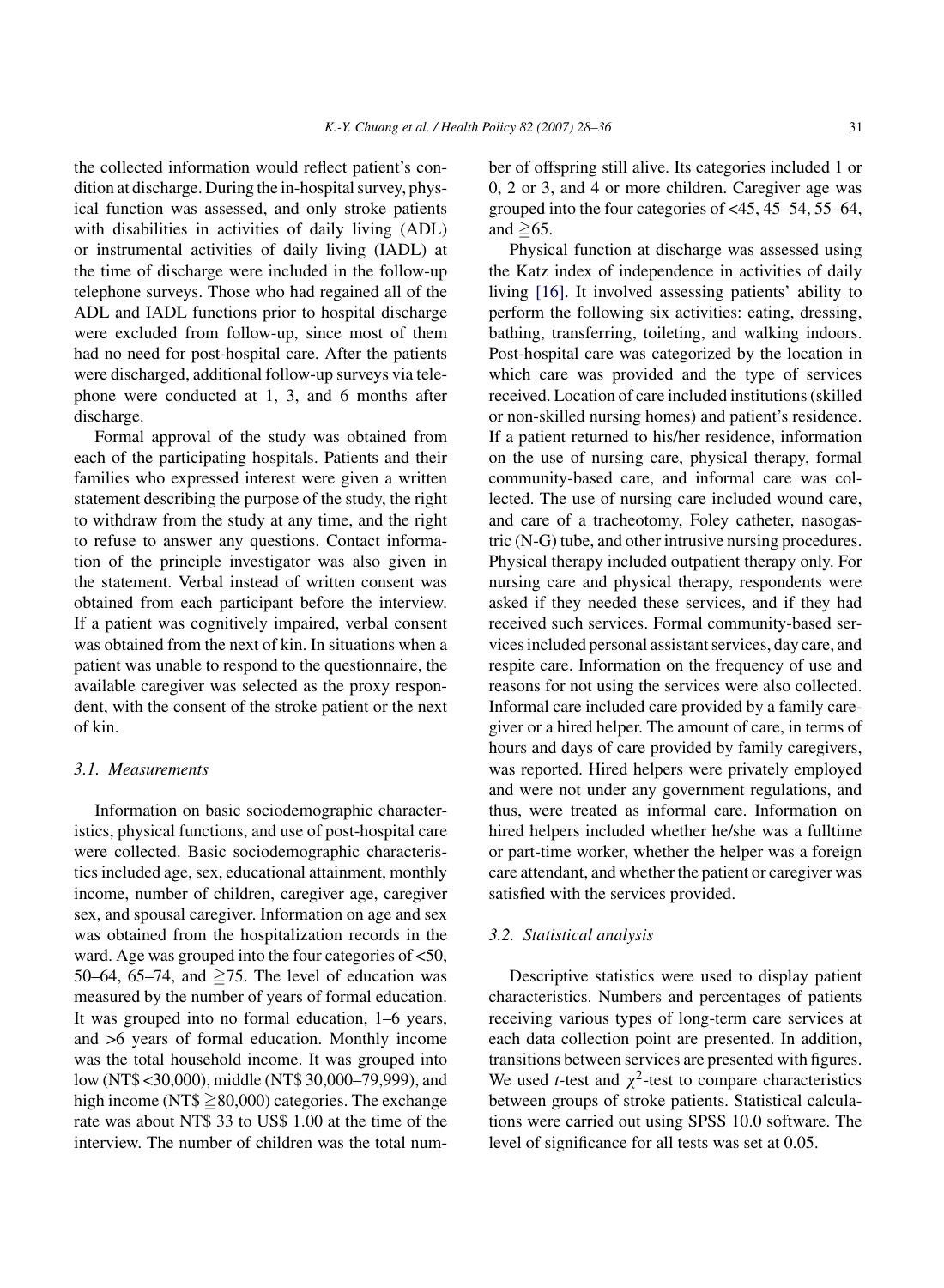the collected information would reflect patient's condition at discharge. During the in-hospital survey, physical function was assessed, and only stroke patients with disabilities in activities of daily living (ADL) or instrumental activities of daily living (IADL) at the time of discharge were included in the follow-up telephone surveys. Those who had regained all of the ADL and IADL functions prior to hospital discharge were excluded from follow-up, since most of them had no need for post-hospital care. After the patients were discharged, additional follow-up surveys via telephone were conducted at 1, 3, and 6 months after discharge.

Formal approval of the study was obtained from each of the participating hospitals. Patients and their families who expressed interest were given a written statement describing the purpose of the study, the right to withdraw from the study at any time, and the right to refuse to answer any questions. Contact information of the principle investigator was also given in the statement. Verbal instead of written consent was obtained from each participant before the interview. If a patient was cognitively impaired, verbal consent was obtained from the next of kin. In situations when a patient was unable to respond to the questionnaire, the available caregiver was selected as the proxy respondent, with the consent of the stroke patient or the next of kin.

### *3.1. Measurements*

Information on basic sociodemographic characteristics, physical functions, and use of post-hospital care were collected. Basic sociodemographic characteristics included age, sex, educational attainment, monthly income, number of children, caregiver age, caregiver sex, and spousal caregiver. Information on age and sex was obtained from the hospitalization records in the ward. Age was grouped into the four categories of <50, 50–64, 65–74, and ≧75. The level of education was measured by the number of years of formal education. It was grouped into no formal education, 1–6 years, and >6 years of formal education. Monthly income was the total household income. It was grouped into low (NT$ <30,000), middle (NT$ 30,000–79,999), and high income (NT$ ≧80,000) categories. The exchange rate was about NT$ 33 to US$ 1.00 at the time of the interview. The number of children was the total number of offspring still alive. Its categories included 1 or 0, 2 or 3, and 4 or more children. Caregiver age was grouped into the four categories of <45, 45–54, 55–64, and ≧65.

Physical function at discharge was assessed using the Katz index of independence in activities of daily living [16]. It involved assessing patients' ability to perform the following six activities: eating, dressing, bathing, transferring, toileting, and walking indoors. Post-hospital care was categorized by the location in which care was provided and the type of services received. Location of care included institutions (skilled or non-skilled nursing homes) and patient's residence. If a patient returned to his/her residence, information on the use of nursing care, physical therapy, formal community-based care, and informal care was collected. The use of nursing care included wound care, and care of a tracheotomy, Foley catheter, nasogastric (N-G) tube, and other intrusive nursing procedures. Physical therapy included outpatient therapy only. For nursing care and physical therapy, respondents were asked if they needed these services, and if they had received such services. Formal community-based services included personal assistant services, day care, and respite care. Information on the frequency of use and reasons for not using the services were also collected. Informal care included care provided by a family caregiver or a hired helper. The amount of care, in terms of hours and days of care provided by family caregivers, was reported. Hired helpers were privately employed and were not under any government regulations, and thus, were treated as informal care. Information on hired helpers included whether he/she was a fulltime or part-time worker, whether the helper was a foreign care attendant, and whether the patient or caregiver was satisfied with the services provided.

### *3.2. Statistical analysis*

Descriptive statistics were used to display patient characteristics. Numbers and percentages of patients receiving various types of long-term care services at each data collection point are presented. In addition, transitions between services are presented with figures. We used *t*-test and $\chi^2$-test to compare characteristics between groups of stroke patients. Statistical calculations were carried out using SPSS 10.0 software. The level of significance for all tests was set at 0.05.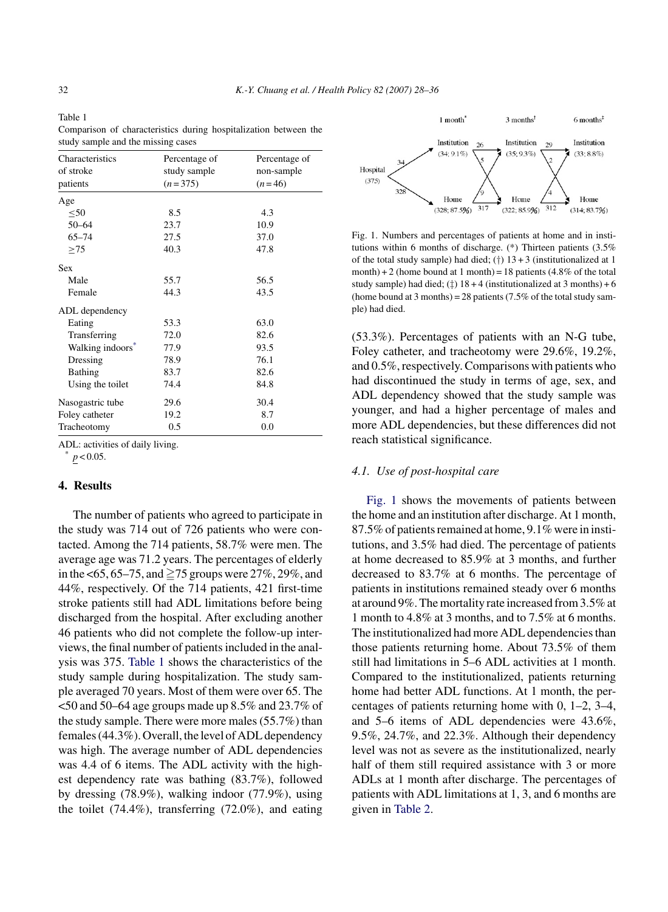Table 1
Comparison of characteristics during hospitalization between the study sample and the missing cases

| Characteristics of stroke patients | Percentage of study sample ($n = 375$) | Percentage of non-sample ($n = 46$) |
|---|---|---|
| Age | | |
| ≤50 | 8.5 | 4.3 |
| 50–64 | 23.7 | 10.9 |
| 65–74 | 27.5 | 37.0 |
| ≥75 | 40.3 | 47.8 |
| Sex | | |
| Male | 55.7 | 56.5 |
| Female | 44.3 | 43.5 |
| ADL dependency | | |
| Eating | 53.3 | 63.0 |
| Transferring | 72.0 | 82.6 |
| Walking indoors* | 77.9 | 93.5 |
| Dressing | 78.9 | 76.1 |
| Bathing | 83.7 | 82.6 |
| Using the toilet | 74.4 | 84.8 |
| Nasogastric tube | 29.6 | 30.4 |
| Foley catheter | 19.2 | 8.7 |
| Tracheotomy | 0.5 | 0.0 |

ADL: activities of daily living.
* $p < 0.05$.

## 4. Results

The number of patients who agreed to participate in the study was 714 out of 726 patients who were contacted. Among the 714 patients, 58.7% were men. The average age was 71.2 years. The percentages of elderly in the <65, 65–75, and ≥75 groups were 27%, 29%, and 44%, respectively. Of the 714 patients, 421 first-time stroke patients still had ADL limitations before being discharged from the hospital. After excluding another 46 patients who did not complete the follow-up interviews, the final number of patients included in the analysis was 375. Table 1 shows the characteristics of the study sample during hospitalization. The study sample averaged 70 years. Most of them were over 65. The <50 and 50–64 age groups made up 8.5% and 23.7% of the study sample. There were more males (55.7%) than females (44.3%). Overall, the level of ADL dependency was high. The average number of ADL dependencies was 4.4 of 6 items. The ADL activity with the highest dependency rate was bathing (83.7%), followed by dressing (78.9%), walking indoor (77.9%), using the toilet (74.4%), transferring (72.0%), and eating (53.3%). Percentages of patients with an N-G tube, Foley catheter, and tracheotomy were 29.6%, 19.2%, and 0.5%, respectively. Comparisons with patients who had discontinued the study in terms of age, sex, and ADL dependency showed that the study sample was younger, and had a higher percentage of males and more ADL dependencies, but these differences did not reach statistical significance.

Fig. 1. Numbers and percentages of patients at home and in institutions within 6 months of discharge. (*) Thirteen patients (3.5% of the total study sample) had died; (†) 13 + 3 (institutionalized at 1 month) + 2 (home bound at 1 month) = 18 patients (4.8% of the total study sample) had died; (‡) 18 + 4 (institutionalized at 3 months) + 6 (home bound at 3 months) = 28 patients (7.5% of the total study sample) had died.

### 4.1. Use of post-hospital care

Fig. 1 shows the movements of patients between the home and an institution after discharge. At 1 month, 87.5% of patients remained at home, 9.1% were in institutions, and 3.5% had died. The percentage of patients at home decreased to 85.9% at 3 months, and further decreased to 83.7% at 6 months. The percentage of patients in institutions remained steady over 6 months at around 9%. The mortality rate increased from 3.5% at 1 month to 4.8% at 3 months, and to 7.5% at 6 months. The institutionalized had more ADL dependencies than those patients returning home. About 73.5% of them still had limitations in 5–6 ADL activities at 1 month. Compared to the institutionalized, patients returning home had better ADL functions. At 1 month, the percentages of patients returning home with 0, 1–2, 3–4, and 5–6 items of ADL dependencies were 43.6%, 9.5%, 24.7%, and 22.3%. Although their dependency level was not as severe as the institutionalized, nearly half of them still required assistance with 3 or more ADLs at 1 month after discharge. The percentages of patients with ADL limitations at 1, 3, and 6 months are given in Table 2.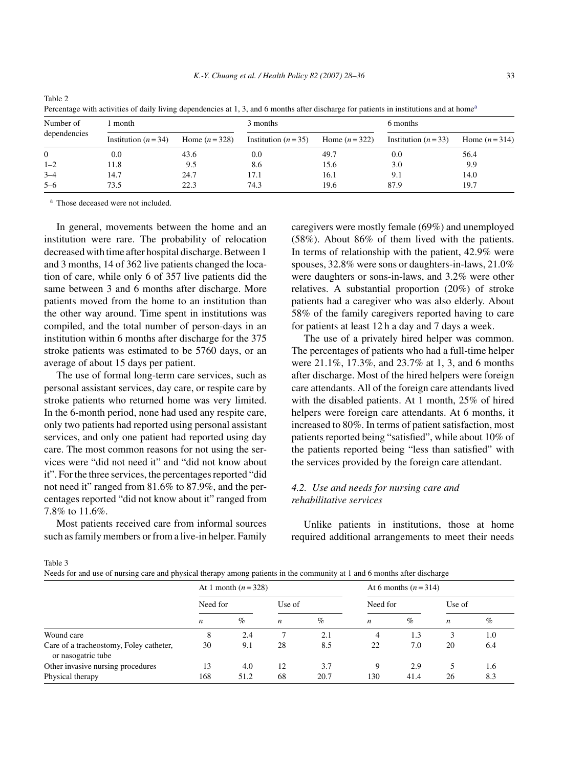Table 2
Percentage with activities of daily living dependencies at 1, 3, and 6 months after discharge for patients in institutions and at home[a]

| Number of dependencies | 1 month | | 3 months | | 6 months | |
|---|---|---|---|---|---|---|
| | Institution ($n = 34$) | Home ($n = 328$) | Institution ($n = 35$) | Home ($n = 322$) | Institution ($n = 33$) | Home ($n = 314$) |
| 0 | 0.0 | 43.6 | 0.0 | 49.7 | 0.0 | 56.4 |
| 1–2 | 11.8 | 9.5 | 8.6 | 15.6 | 3.0 | 9.9 |
| 3–4 | 14.7 | 24.7 | 17.1 | 16.1 | 9.1 | 14.0 |
| 5–6 | 73.5 | 22.3 | 74.3 | 19.6 | 87.9 | 19.7 |

[a] Those deceased were not included.

In general, movements between the home and an institution were rare. The probability of relocation decreased with time after hospital discharge. Between 1 and 3 months, 14 of 362 live patients changed the location of care, while only 6 of 357 live patients did the same between 3 and 6 months after discharge. More patients moved from the home to an institution than the other way around. Time spent in institutions was compiled, and the total number of person-days in an institution within 6 months after discharge for the 375 stroke patients was estimated to be 5760 days, or an average of about 15 days per patient.

The use of formal long-term care services, such as personal assistant services, day care, or respite care by stroke patients who returned home was very limited. In the 6-month period, none had used any respite care, only two patients had reported using personal assistant services, and only one patient had reported using day care. The most common reasons for not using the services were "did not need it" and "did not know about it". For the three services, the percentages reported "did not need it" ranged from 81.6% to 87.9%, and the percentages reported "did not know about it" ranged from 7.8% to 11.6%.

Most patients received care from informal sources such as family members or from a live-in helper. Family caregivers were mostly female (69%) and unemployed (58%). About 86% of them lived with the patients. In terms of relationship with the patient, 42.9% were spouses, 32.8% were sons or daughters-in-laws, 21.0% were daughters or sons-in-laws, and 3.2% were other relatives. A substantial proportion (20%) of stroke patients had a caregiver who was also elderly. About 58% of the family caregivers reported having to care for patients at least 12 h a day and 7 days a week.

The use of a privately hired helper was common. The percentages of patients who had a full-time helper were 21.1%, 17.3%, and 23.7% at 1, 3, and 6 months after discharge. Most of the hired helpers were foreign care attendants. All of the foreign care attendants lived with the disabled patients. At 1 month, 25% of hired helpers were foreign care attendants. At 6 months, it increased to 80%. In terms of patient satisfaction, most patients reported being "satisfied", while about 10% of the patients reported being "less than satisfied" with the services provided by the foreign care attendant.

### *4.2. Use and needs for nursing care and rehabilitative services*

Unlike patients in institutions, those at home required additional arrangements to meet their needs

Table 3
Needs for and use of nursing care and physical therapy among patients in the community at 1 and 6 months after discharge

| | At 1 month ($n = 328$) | | | | At 6 months ($n = 314$) | | | |
|---|---|---|---|---|---|---|---|---|
| | Need for | | Use of | | Need for | | Use of | |
| | *n* | % | *n* | % | *n* | % | *n* | % |
| Wound care | 8 | 2.4 | 7 | 2.1 | 4 | 1.3 | 3 | 1.0 |
| Care of a tracheostomy, Foley catheter, or nasogatric tube | 30 | 9.1 | 28 | 8.5 | 22 | 7.0 | 20 | 6.4 |
| Other invasive nursing procedures | 13 | 4.0 | 12 | 3.7 | 9 | 2.9 | 5 | 1.6 |
| Physical therapy | 168 | 51.2 | 68 | 20.7 | 130 | 41.4 | 26 | 8.3 |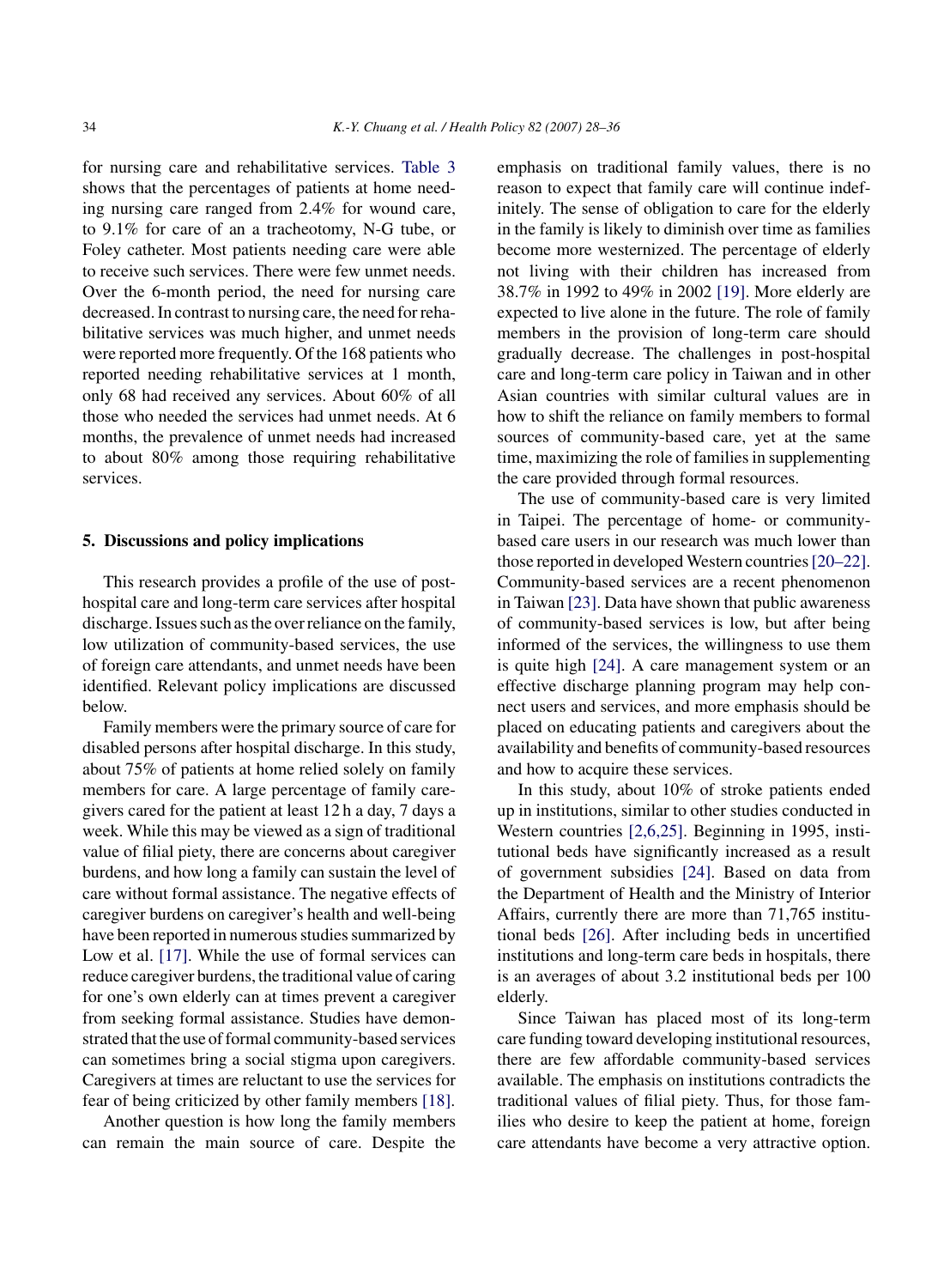for nursing care and rehabilitative services. Table 3 shows that the percentages of patients at home needing nursing care ranged from 2.4% for wound care, to 9.1% for care of an a tracheotomy, N-G tube, or Foley catheter. Most patients needing care were able to receive such services. There were few unmet needs. Over the 6-month period, the need for nursing care decreased. In contrast to nursing care, the need for rehabilitative services was much higher, and unmet needs were reported more frequently. Of the 168 patients who reported needing rehabilitative services at 1 month, only 68 had received any services. About 60% of all those who needed the services had unmet needs. At 6 months, the prevalence of unmet needs had increased to about 80% among those requiring rehabilitative services.

## 5. Discussions and policy implications

This research provides a profile of the use of post-hospital care and long-term care services after hospital discharge. Issues such as the over reliance on the family, low utilization of community-based services, the use of foreign care attendants, and unmet needs have been identified. Relevant policy implications are discussed below.

Family members were the primary source of care for disabled persons after hospital discharge. In this study, about 75% of patients at home relied solely on family members for care. A large percentage of family caregivers cared for the patient at least 12 h a day, 7 days a week. While this may be viewed as a sign of traditional value of filial piety, there are concerns about caregiver burdens, and how long a family can sustain the level of care without formal assistance. The negative effects of caregiver burdens on caregiver's health and well-being have been reported in numerous studies summarized by Low et al. [17]. While the use of formal services can reduce caregiver burdens, the traditional value of caring for one's own elderly can at times prevent a caregiver from seeking formal assistance. Studies have demonstrated that the use of formal community-based services can sometimes bring a social stigma upon caregivers. Caregivers at times are reluctant to use the services for fear of being criticized by other family members [18].

Another question is how long the family members can remain the main source of care. Despite the emphasis on traditional family values, there is no reason to expect that family care will continue indefinitely. The sense of obligation to care for the elderly in the family is likely to diminish over time as families become more westernized. The percentage of elderly not living with their children has increased from 38.7% in 1992 to 49% in 2002 [19]. More elderly are expected to live alone in the future. The role of family members in the provision of long-term care should gradually decrease. The challenges in post-hospital care and long-term care policy in Taiwan and in other Asian countries with similar cultural values are in how to shift the reliance on family members to formal sources of community-based care, yet at the same time, maximizing the role of families in supplementing the care provided through formal resources.

The use of community-based care is very limited in Taipei. The percentage of home- or community-based care users in our research was much lower than those reported in developed Western countries [20–22]. Community-based services are a recent phenomenon in Taiwan [23]. Data have shown that public awareness of community-based services is low, but after being informed of the services, the willingness to use them is quite high [24]. A care management system or an effective discharge planning program may help connect users and services, and more emphasis should be placed on educating patients and caregivers about the availability and benefits of community-based resources and how to acquire these services.

In this study, about 10% of stroke patients ended up in institutions, similar to other studies conducted in Western countries [2,6,25]. Beginning in 1995, institutional beds have significantly increased as a result of government subsidies [24]. Based on data from the Department of Health and the Ministry of Interior Affairs, currently there are more than 71,765 institutional beds [26]. After including beds in uncertified institutions and long-term care beds in hospitals, there is an averages of about 3.2 institutional beds per 100 elderly.

Since Taiwan has placed most of its long-term care funding toward developing institutional resources, there are few affordable community-based services available. The emphasis on institutions contradicts the traditional values of filial piety. Thus, for those families who desire to keep the patient at home, foreign care attendants have become a very attractive option.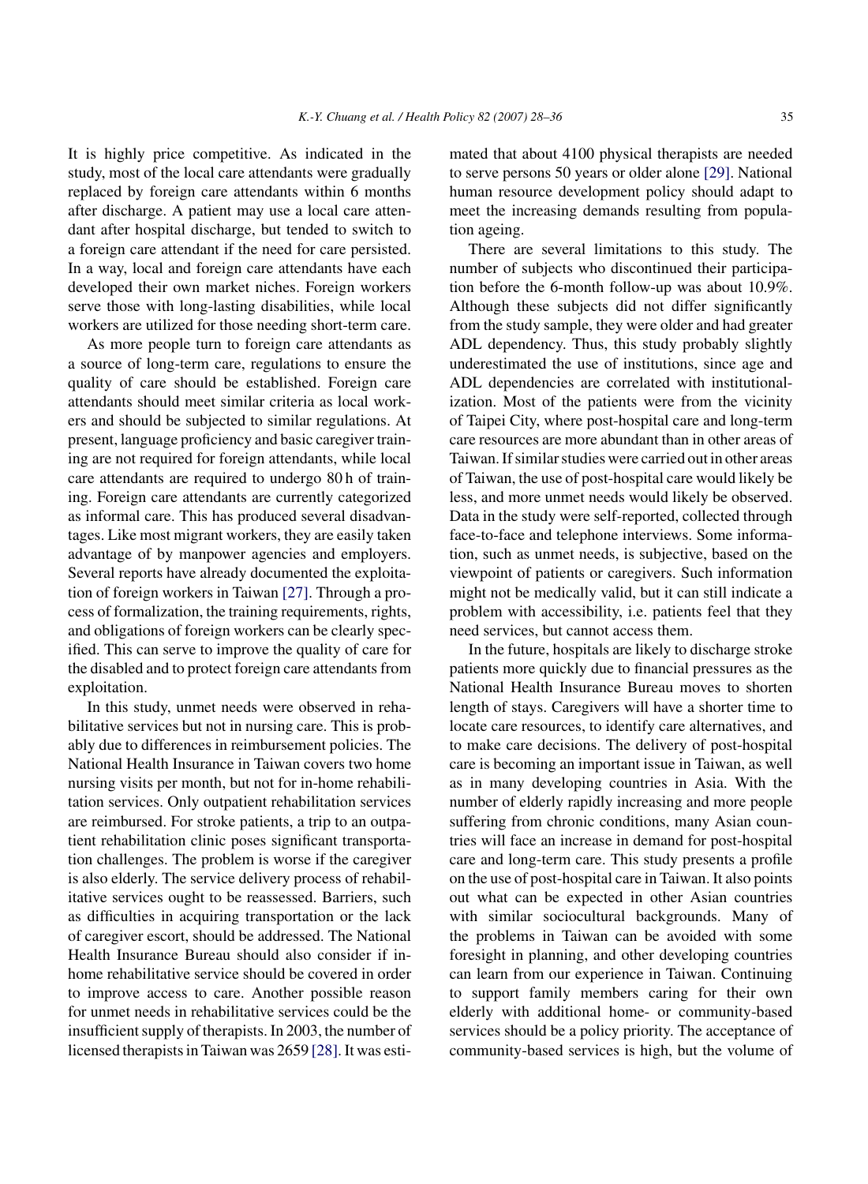It is highly price competitive. As indicated in the study, most of the local care attendants were gradually replaced by foreign care attendants within 6 months after discharge. A patient may use a local care attendant after hospital discharge, but tended to switch to a foreign care attendant if the need for care persisted. In a way, local and foreign care attendants have each developed their own market niches. Foreign workers serve those with long-lasting disabilities, while local workers are utilized for those needing short-term care.

As more people turn to foreign care attendants as a source of long-term care, regulations to ensure the quality of care should be established. Foreign care attendants should meet similar criteria as local workers and should be subjected to similar regulations. At present, language proficiency and basic caregiver training are not required for foreign attendants, while local care attendants are required to undergo 80 h of training. Foreign care attendants are currently categorized as informal care. This has produced several disadvantages. Like most migrant workers, they are easily taken advantage of by manpower agencies and employers. Several reports have already documented the exploitation of foreign workers in Taiwan [27]. Through a process of formalization, the training requirements, rights, and obligations of foreign workers can be clearly specified. This can serve to improve the quality of care for the disabled and to protect foreign care attendants from exploitation.

In this study, unmet needs were observed in rehabilitative services but not in nursing care. This is probably due to differences in reimbursement policies. The National Health Insurance in Taiwan covers two home nursing visits per month, but not for in-home rehabilitation services. Only outpatient rehabilitation services are reimbursed. For stroke patients, a trip to an outpatient rehabilitation clinic poses significant transportation challenges. The problem is worse if the caregiver is also elderly. The service delivery process of rehabilitative services ought to be reassessed. Barriers, such as difficulties in acquiring transportation or the lack of caregiver escort, should be addressed. The National Health Insurance Bureau should also consider if in-home rehabilitative service should be covered in order to improve access to care. Another possible reason for unmet needs in rehabilitative services could be the insufficient supply of therapists. In 2003, the number of licensed therapists in Taiwan was 2659 [28]. It was estimated that about 4100 physical therapists are needed to serve persons 50 years or older alone [29]. National human resource development policy should adapt to meet the increasing demands resulting from population ageing.

There are several limitations to this study. The number of subjects who discontinued their participation before the 6-month follow-up was about 10.9%. Although these subjects did not differ significantly from the study sample, they were older and had greater ADL dependency. Thus, this study probably slightly underestimated the use of institutions, since age and ADL dependencies are correlated with institutionalization. Most of the patients were from the vicinity of Taipei City, where post-hospital care and long-term care resources are more abundant than in other areas of Taiwan. If similar studies were carried out in other areas of Taiwan, the use of post-hospital care would likely be less, and more unmet needs would likely be observed. Data in the study were self-reported, collected through face-to-face and telephone interviews. Some information, such as unmet needs, is subjective, based on the viewpoint of patients or caregivers. Such information might not be medically valid, but it can still indicate a problem with accessibility, i.e. patients feel that they need services, but cannot access them.

In the future, hospitals are likely to discharge stroke patients more quickly due to financial pressures as the National Health Insurance Bureau moves to shorten length of stays. Caregivers will have a shorter time to locate care resources, to identify care alternatives, and to make care decisions. The delivery of post-hospital care is becoming an important issue in Taiwan, as well as in many developing countries in Asia. With the number of elderly rapidly increasing and more people suffering from chronic conditions, many Asian countries will face an increase in demand for post-hospital care and long-term care. This study presents a profile on the use of post-hospital care in Taiwan. It also points out what can be expected in other Asian countries with similar sociocultural backgrounds. Many of the problems in Taiwan can be avoided with some foresight in planning, and other developing countries can learn from our experience in Taiwan. Continuing to support family members caring for their own elderly with additional home- or community-based services should be a policy priority. The acceptance of community-based services is high, but the volume of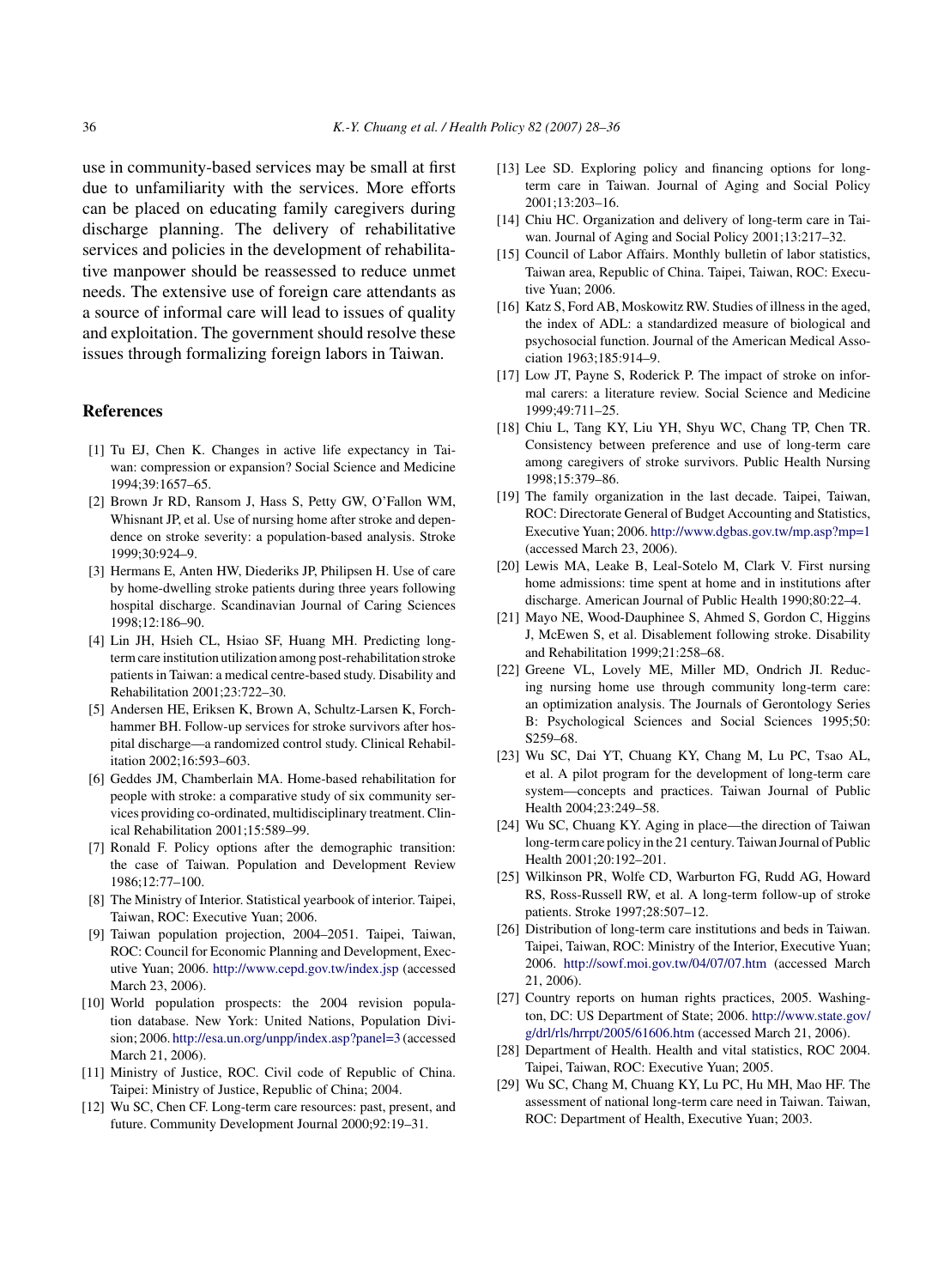use in community-based services may be small at first due to unfamiliarity with the services. More efforts can be placed on educating family caregivers during discharge planning. The delivery of rehabilitative services and policies in the development of rehabilitative manpower should be reassessed to reduce unmet needs. The extensive use of foreign care attendants as a source of informal care will lead to issues of quality and exploitation. The government should resolve these issues through formalizing foreign labors in Taiwan.

## References

[1] Tu EJ, Chen K. Changes in active life expectancy in Taiwan: compression or expansion? Social Science and Medicine 1994;39:1657–65.

[2] Brown Jr RD, Ransom J, Hass S, Petty GW, O'Fallon WM, Whisnant JP, et al. Use of nursing home after stroke and dependence on stroke severity: a population-based analysis. Stroke 1999;30:924–9.

[3] Hermans E, Anten HW, Diederiks JP, Philipsen H. Use of care by home-dwelling stroke patients during three years following hospital discharge. Scandinavian Journal of Caring Sciences 1998;12:186–90.

[4] Lin JH, Hsieh CL, Hsiao SF, Huang MH. Predicting long-term care institution utilization among post-rehabilitation stroke patients in Taiwan: a medical centre-based study. Disability and Rehabilitation 2001;23:722–30.

[5] Andersen HE, Eriksen K, Brown A, Schultz-Larsen K, Forchhammer BH. Follow-up services for stroke survivors after hospital discharge—a randomized control study. Clinical Rehabilitation 2002;16:593–603.

[6] Geddes JM, Chamberlain MA. Home-based rehabilitation for people with stroke: a comparative study of six community services providing co-ordinated, multidisciplinary treatment. Clinical Rehabilitation 2001;15:589–99.

[7] Ronald F. Policy options after the demographic transition: the case of Taiwan. Population and Development Review 1986;12:77–100.

[8] The Ministry of Interior. Statistical yearbook of interior. Taipei, Taiwan, ROC: Executive Yuan; 2006.

[9] Taiwan population projection, 2004–2051. Taipei, Taiwan, ROC: Council for Economic Planning and Development, Executive Yuan; 2006. http://www.cepd.gov.tw/index.jsp (accessed March 23, 2006).

[10] World population prospects: the 2004 revision population database. New York: United Nations, Population Division; 2006. http://esa.un.org/unpp/index.asp?panel=3 (accessed March 21, 2006).

[11] Ministry of Justice, ROC. Civil code of Republic of China. Taipei: Ministry of Justice, Republic of China; 2004.

[12] Wu SC, Chen CF. Long-term care resources: past, present, and future. Community Development Journal 2000;92:19–31.

[13] Lee SD. Exploring policy and financing options for long-term care in Taiwan. Journal of Aging and Social Policy 2001;13:203–16.

[14] Chiu HC. Organization and delivery of long-term care in Taiwan. Journal of Aging and Social Policy 2001;13:217–32.

[15] Council of Labor Affairs. Monthly bulletin of labor statistics, Taiwan area, Republic of China. Taipei, Taiwan, ROC: Executive Yuan; 2006.

[16] Katz S, Ford AB, Moskowitz RW. Studies of illness in the aged, the index of ADL: a standardized measure of biological and psychosocial function. Journal of the American Medical Association 1963;185:914–9.

[17] Low JT, Payne S, Roderick P. The impact of stroke on informal carers: a literature review. Social Science and Medicine 1999;49:711–25.

[18] Chiu L, Tang KY, Liu YH, Shyu WC, Chang TP, Chen TR. Consistency between preference and use of long-term care among caregivers of stroke survivors. Public Health Nursing 1998;15:379–86.

[19] The family organization in the last decade. Taipei, Taiwan, ROC: Directorate General of Budget Accounting and Statistics, Executive Yuan; 2006. http://www.dgbas.gov.tw/mp.asp?mp=1 (accessed March 23, 2006).

[20] Lewis MA, Leake B, Leal-Sotelo M, Clark V. First nursing home admissions: time spent at home and in institutions after discharge. American Journal of Public Health 1990;80:22–4.

[21] Mayo NE, Wood-Dauphinee S, Ahmed S, Gordon C, Higgins J, McEwen S, et al. Disablement following stroke. Disability and Rehabilitation 1999;21:258–68.

[22] Greene VL, Lovely ME, Miller MD, Ondrich JI. Reducing nursing home use through community long-term care: an optimization analysis. The Journals of Gerontology Series B: Psychological Sciences and Social Sciences 1995;50: S259–68.

[23] Wu SC, Dai YT, Chuang KY, Chang M, Lu PC, Tsao AL, et al. A pilot program for the development of long-term care system—concepts and practices. Taiwan Journal of Public Health 2004;23:249–58.

[24] Wu SC, Chuang KY. Aging in place—the direction of Taiwan long-term care policy in the 21 century. Taiwan Journal of Public Health 2001;20:192–201.

[25] Wilkinson PR, Wolfe CD, Warburton FG, Rudd AG, Howard RS, Ross-Russell RW, et al. A long-term follow-up of stroke patients. Stroke 1997;28:507–12.

[26] Distribution of long-term care institutions and beds in Taiwan. Taipei, Taiwan, ROC: Ministry of the Interior, Executive Yuan; 2006. http://sowf.moi.gov.tw/04/07/07.htm (accessed March 21, 2006).

[27] Country reports on human rights practices, 2005. Washington, DC: US Department of State; 2006. http://www.state.gov/g/drl/rls/hrrpt/2005/61606.htm (accessed March 21, 2006).

[28] Department of Health. Health and vital statistics, ROC 2004. Taipei, Taiwan, ROC: Executive Yuan; 2005.

[29] Wu SC, Chang M, Chuang KY, Lu PC, Hu MH, Mao HF. The assessment of national long-term care need in Taiwan. Taiwan, ROC: Department of Health, Executive Yuan; 2003.